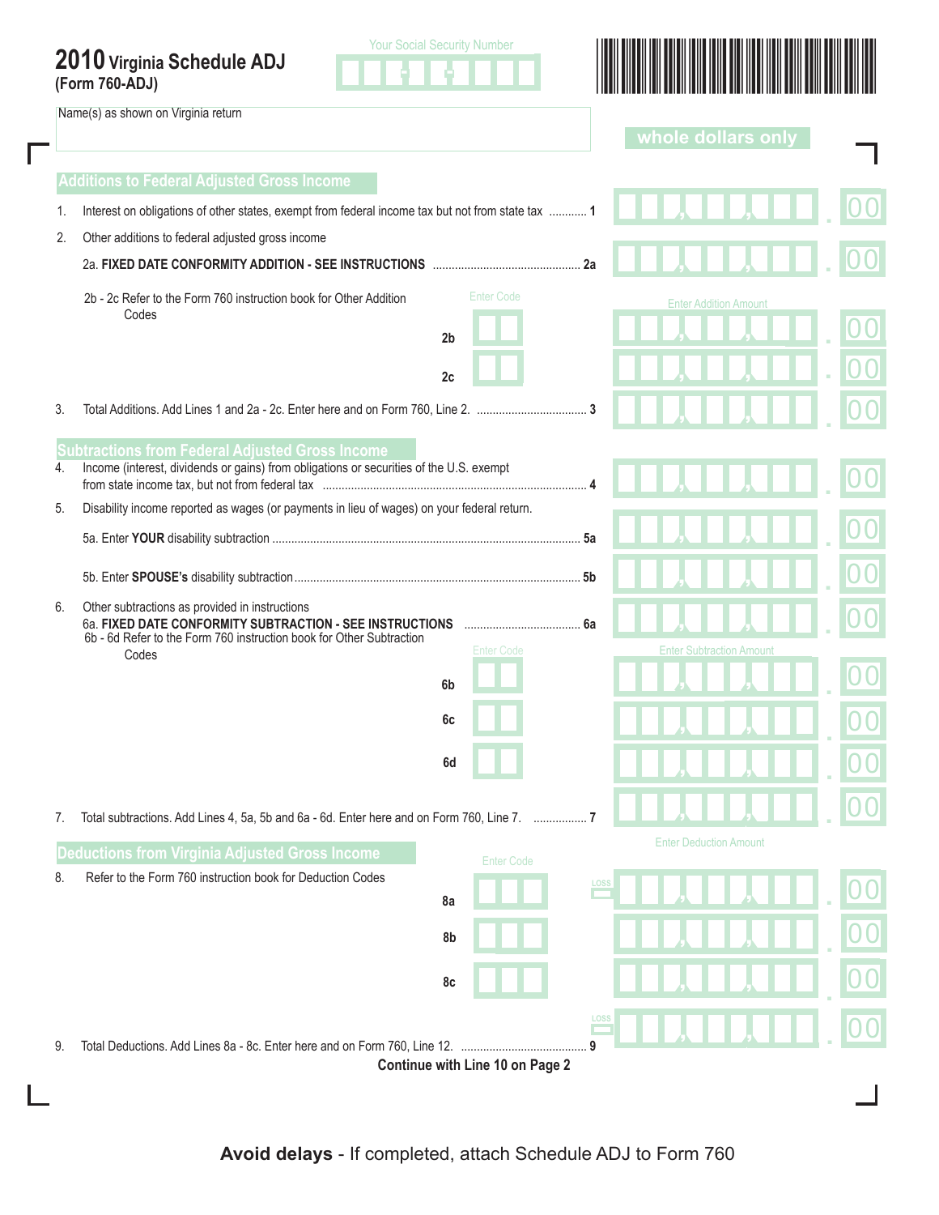# 2010 Virginia Schedule ADJ
**(Form 760-ADJ)**

Your Social Security Number

Name(s) as shown on Virginia return

**whole dollars only**

## Additions to Federal Adjusted Gross Income

1. Interest on obligations of other states, exempt from federal income tax but not from state tax ............ 1 .00
2. Other additions to federal adjusted gross income
   2a. **FIXED DATE CONFORMITY ADDITION - SEE INSTRUCTIONS** ............................................... 2a .00

   2b - 2c Refer to the Form 760 instruction book for Other Addition Codes

   | | Enter Code | Enter Addition Amount |
   |---|---|---|
   | 2b | | .00 |
   | 2c | | .00 |

3. Total Additions. Add Lines 1 and 2a - 2c. Enter here and on Form 760, Line 2. .................................. 3 .00

## Subtractions from Federal Adjusted Gross Income

4. Income (interest, dividends or gains) from obligations or securities of the U.S. exempt from state income tax, but not from federal tax .................................................................................. 4 .00
5. Disability income reported as wages (or payments in lieu of wages) on your federal return.
   5a. Enter **YOUR** disability subtraction ................................................................................................. 5a .00
   5b. Enter **SPOUSE's** disability subtraction .......................................................................................... 5b .00
6. Other subtractions as provided in instructions
   6a. **FIXED DATE CONFORMITY SUBTRACTION - SEE INSTRUCTIONS** ..................................... 6a .00

   6b - 6d Refer to the Form 760 instruction book for Other Subtraction Codes

   | | Enter Code | Enter Subtraction Amount |
   |---|---|---|
   | 6b | | .00 |
   | 6c | | .00 |
   | 6d | | .00 |

7. Total subtractions. Add Lines 4, 5a, 5b and 6a - 6d. Enter here and on Form 760, Line 7. ................. 7 .00

## Deductions from Virginia Adjusted Gross Income

8. Refer to the Form 760 instruction book for Deduction Codes

   | | Enter Code | Enter Deduction Amount |
   |---|---|---|
   | 8a | | LOSS .00 |
   | 8b | | .00 |
   | 8c | | .00 |

9. Total Deductions. Add Lines 8a - 8c. Enter here and on Form 760, Line 12. ........................................ 9 LOSS .00

**Continue with Line 10 on Page 2**

**Avoid delays** - If completed, attach Schedule ADJ to Form 760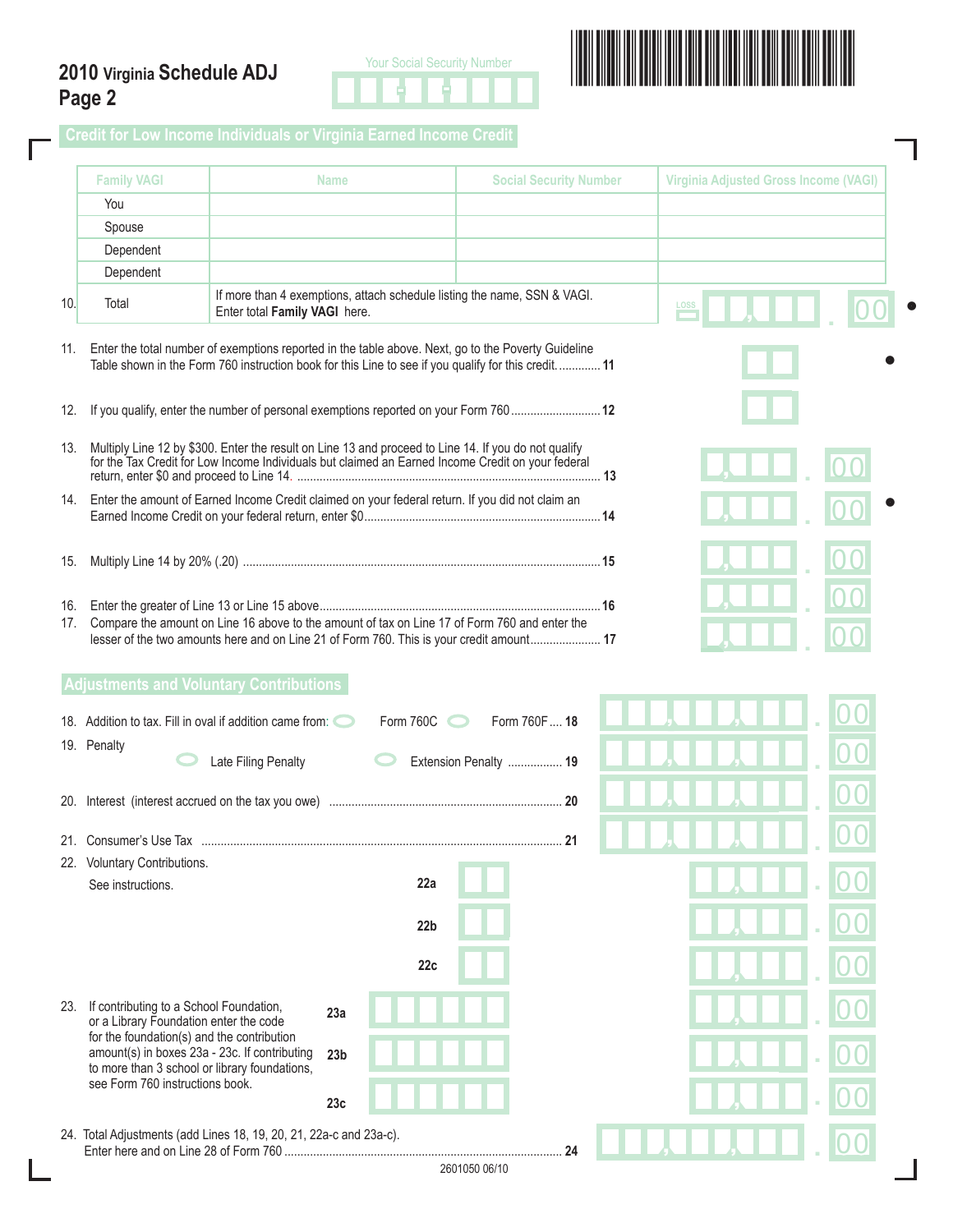# 2010 Virginia Schedule ADJ
## Page 2

Your Social Security Number

## Credit for Low Income Individuals or Virginia Earned Income Credit

| Family VAGI | Name | Social Security Number | Virginia Adjusted Gross Income (VAGI) |
|---|---|---|---|
| You | | | |
| Spouse | | | |
| Dependent | | | |
| Dependent | | | |
| 10. Total | If more than 4 exemptions, attach schedule listing the name, SSN & VAGI. Enter total **Family VAGI** here. | | LOSS , . 00 |

11. Enter the total number of exemptions reported in the table above. Next, go to the Poverty Guideline Table shown in the Form 760 instruction book for this Line to see if you qualify for this credit............. 11

12. If you qualify, enter the number of personal exemptions reported on your Form 760............................ 12

13. Multiply Line 12 by $300. Enter the result on Line 13 and proceed to Line 14. If you do not qualify for the Tax Credit for Low Income Individuals but claimed an Earned Income Credit on your federal return, enter $0 and proceed to Line 14. ............................................................................................. 13 , . 00

14. Enter the amount of Earned Income Credit claimed on your federal return. If you did not claim an Earned Income Credit on your federal return, enter $0......................................................................... 14 , . 00

15. Multiply Line 14 by 20% (.20) ............................................................................................................... 15 , . 00

16. Enter the greater of Line 13 or Line 15 above........................................................................................ 16 , . 00

17. Compare the amount on Line 16 above to the amount of tax on Line 17 of Form 760 and enter the lesser of the two amounts here and on Line 21 of Form 760. This is your credit amount...................... 17 , . 00

## Adjustments and Voluntary Contributions

18. Addition to tax. Fill in oval if addition came from: ◯ Form 760C ◯ Form 760F.... 18 , , . 00

19. Penalty ◯ Late Filing Penalty ◯ Extension Penalty ................. 19 , , . 00

20. Interest (interest accrued on the tax you owe) ......................................................................... 20 , , . 00

21. Consumer's Use Tax ................................................................................................................. 21 , , . 00

22. Voluntary Contributions. See instructions.

22a , . 00

22b , . 00

22c , . 00

23. If contributing to a School Foundation, or a Library Foundation enter the code for the foundation(s) and the contribution amount(s) in boxes 23a - 23c. If contributing to more than 3 school or library foundations, see Form 760 instructions book.

23a , . 00

23b , . 00

23c , . 00

24. Total Adjustments (add Lines 18, 19, 20, 21, 22a-c and 23a-c). Enter here and on Line 28 of Form 760 ...................................................................................... 24 , , . 00

2601050 06/10